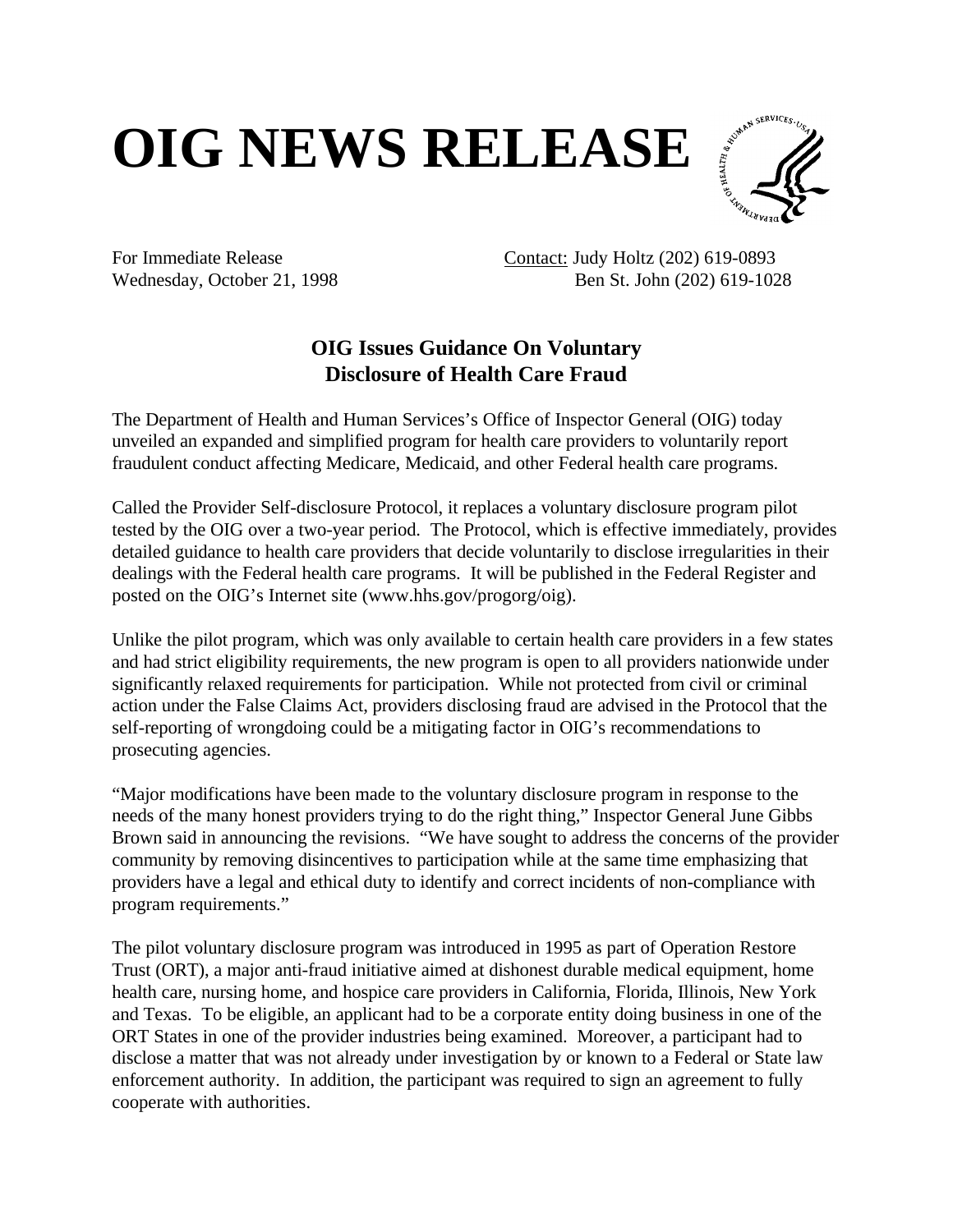# OIG NEWS RELEASE

For Immediate Release
Wednesday, October 21, 1998

Contact: Judy Holtz (202) 619-0893
Ben St. John (202) 619-1028

## OIG Issues Guidance On Voluntary Disclosure of Health Care Fraud

The Department of Health and Human Services's Office of Inspector General (OIG) today unveiled an expanded and simplified program for health care providers to voluntarily report fraudulent conduct affecting Medicare, Medicaid, and other Federal health care programs.

Called the Provider Self-disclosure Protocol, it replaces a voluntary disclosure program pilot tested by the OIG over a two-year period. The Protocol, which is effective immediately, provides detailed guidance to health care providers that decide voluntarily to disclose irregularities in their dealings with the Federal health care programs. It will be published in the Federal Register and posted on the OIG's Internet site (www.hhs.gov/progorg/oig).

Unlike the pilot program, which was only available to certain health care providers in a few states and had strict eligibility requirements, the new program is open to all providers nationwide under significantly relaxed requirements for participation. While not protected from civil or criminal action under the False Claims Act, providers disclosing fraud are advised in the Protocol that the self-reporting of wrongdoing could be a mitigating factor in OIG's recommendations to prosecuting agencies.

"Major modifications have been made to the voluntary disclosure program in response to the needs of the many honest providers trying to do the right thing," Inspector General June Gibbs Brown said in announcing the revisions. "We have sought to address the concerns of the provider community by removing disincentives to participation while at the same time emphasizing that providers have a legal and ethical duty to identify and correct incidents of non-compliance with program requirements."

The pilot voluntary disclosure program was introduced in 1995 as part of Operation Restore Trust (ORT), a major anti-fraud initiative aimed at dishonest durable medical equipment, home health care, nursing home, and hospice care providers in California, Florida, Illinois, New York and Texas. To be eligible, an applicant had to be a corporate entity doing business in one of the ORT States in one of the provider industries being examined. Moreover, a participant had to disclose a matter that was not already under investigation by or known to a Federal or State law enforcement authority. In addition, the participant was required to sign an agreement to fully cooperate with authorities.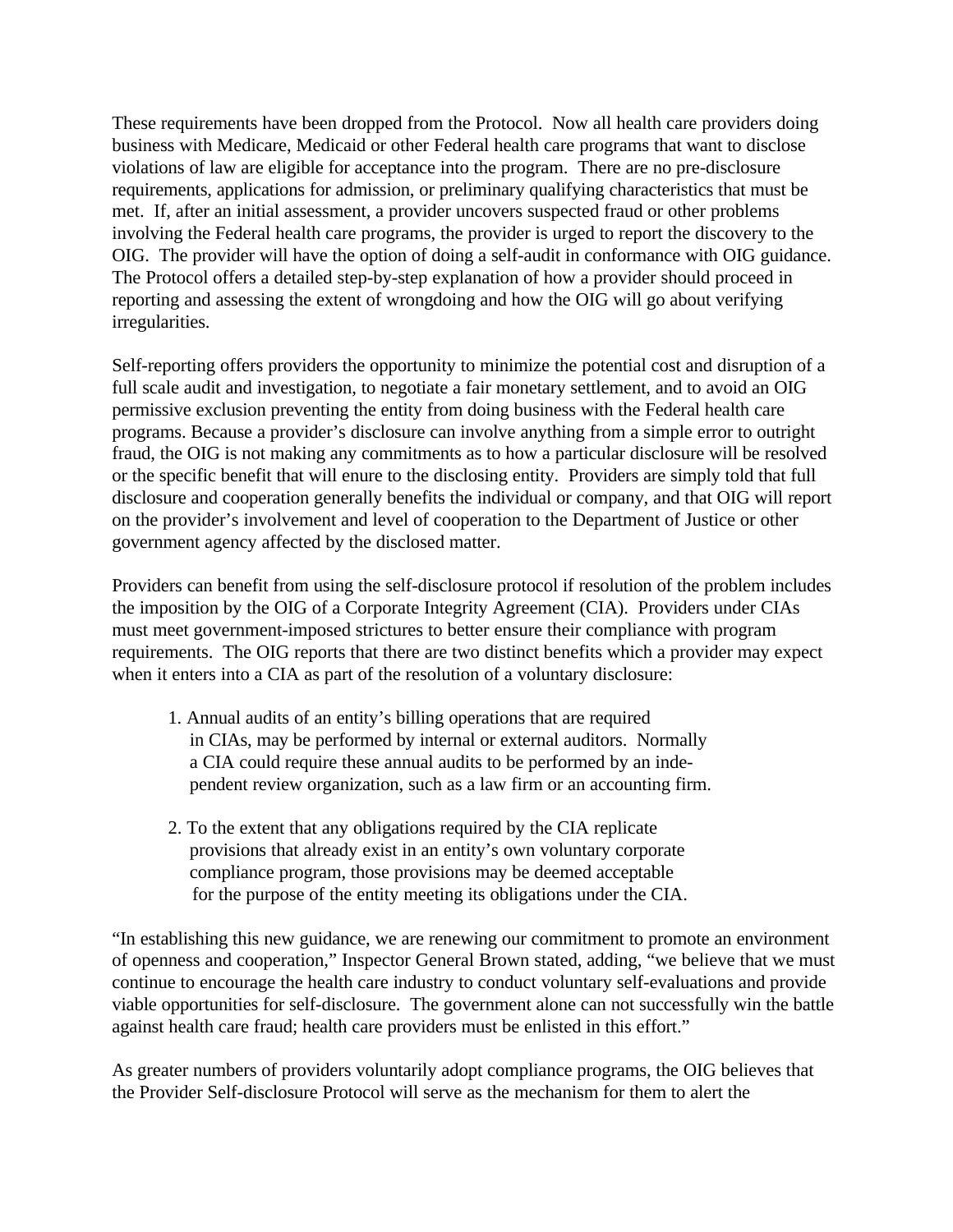These requirements have been dropped from the Protocol. Now all health care providers doing business with Medicare, Medicaid or other Federal health care programs that want to disclose violations of law are eligible for acceptance into the program. There are no pre-disclosure requirements, applications for admission, or preliminary qualifying characteristics that must be met. If, after an initial assessment, a provider uncovers suspected fraud or other problems involving the Federal health care programs, the provider is urged to report the discovery to the OIG. The provider will have the option of doing a self-audit in conformance with OIG guidance. The Protocol offers a detailed step-by-step explanation of how a provider should proceed in reporting and assessing the extent of wrongdoing and how the OIG will go about verifying irregularities.

Self-reporting offers providers the opportunity to minimize the potential cost and disruption of a full scale audit and investigation, to negotiate a fair monetary settlement, and to avoid an OIG permissive exclusion preventing the entity from doing business with the Federal health care programs. Because a provider's disclosure can involve anything from a simple error to outright fraud, the OIG is not making any commitments as to how a particular disclosure will be resolved or the specific benefit that will enure to the disclosing entity. Providers are simply told that full disclosure and cooperation generally benefits the individual or company, and that OIG will report on the provider's involvement and level of cooperation to the Department of Justice or other government agency affected by the disclosed matter.

Providers can benefit from using the self-disclosure protocol if resolution of the problem includes the imposition by the OIG of a Corporate Integrity Agreement (CIA). Providers under CIAs must meet government-imposed strictures to better ensure their compliance with program requirements. The OIG reports that there are two distinct benefits which a provider may expect when it enters into a CIA as part of the resolution of a voluntary disclosure:

1. Annual audits of an entity's billing operations that are required in CIAs, may be performed by internal or external auditors. Normally a CIA could require these annual audits to be performed by an independent review organization, such as a law firm or an accounting firm.

2. To the extent that any obligations required by the CIA replicate provisions that already exist in an entity's own voluntary corporate compliance program, those provisions may be deemed acceptable for the purpose of the entity meeting its obligations under the CIA.

"In establishing this new guidance, we are renewing our commitment to promote an environment of openness and cooperation," Inspector General Brown stated, adding, "we believe that we must continue to encourage the health care industry to conduct voluntary self-evaluations and provide viable opportunities for self-disclosure. The government alone can not successfully win the battle against health care fraud; health care providers must be enlisted in this effort."

As greater numbers of providers voluntarily adopt compliance programs, the OIG believes that the Provider Self-disclosure Protocol will serve as the mechanism for them to alert the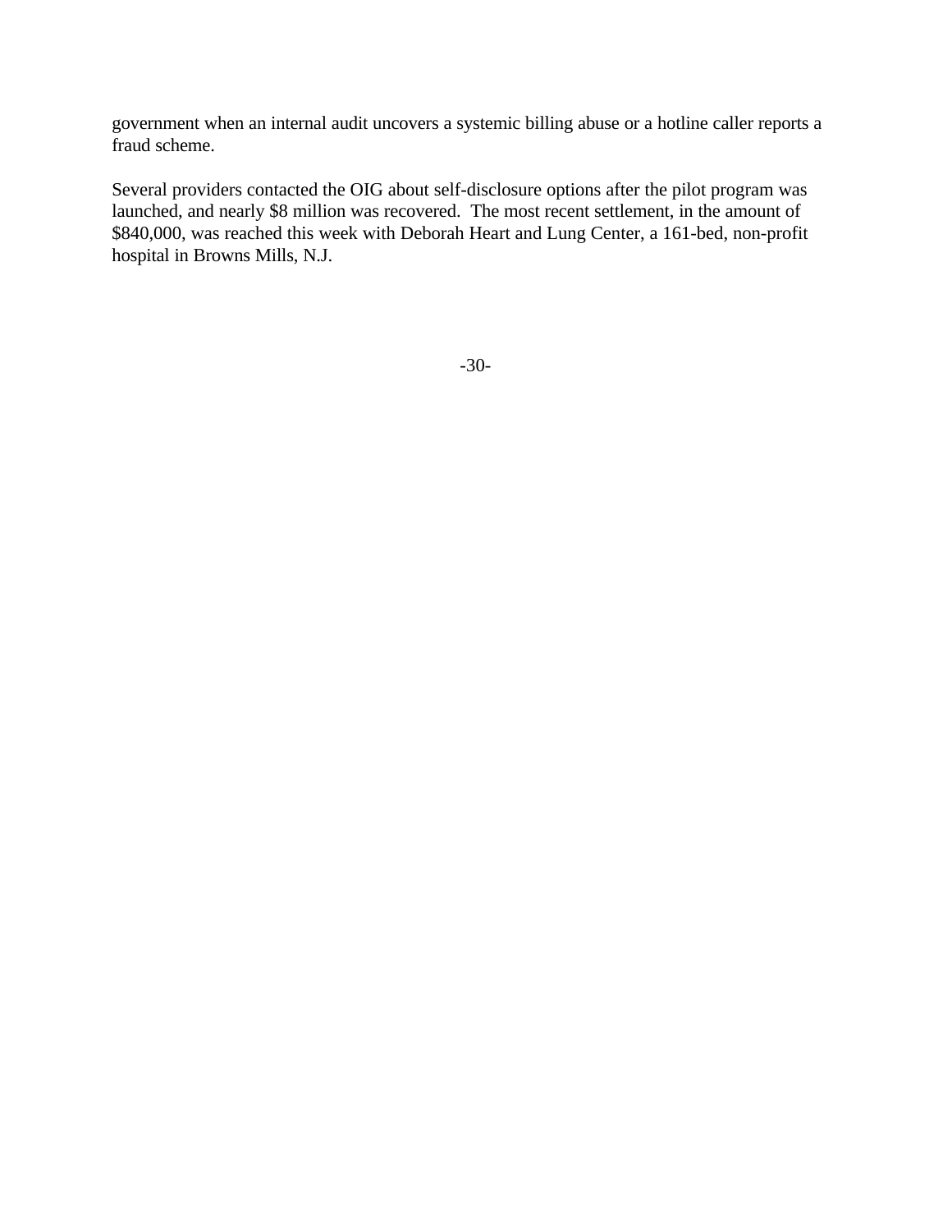government when an internal audit uncovers a systemic billing abuse or a hotline caller reports a fraud scheme.

Several providers contacted the OIG about self-disclosure options after the pilot program was launched, and nearly $8 million was recovered. The most recent settlement, in the amount of $840,000, was reached this week with Deborah Heart and Lung Center, a 161-bed, non-profit hospital in Browns Mills, N.J.

-30-